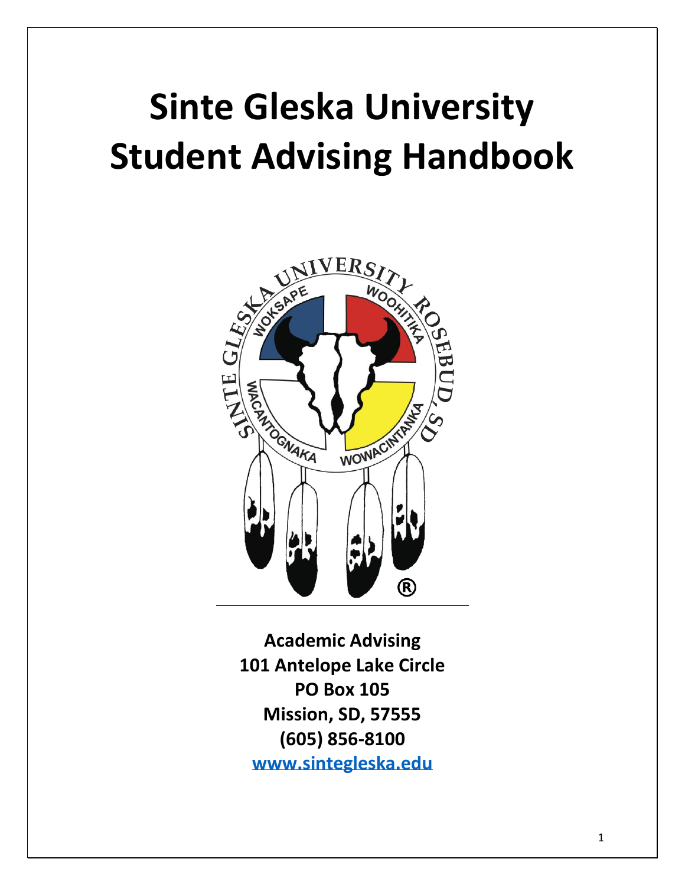# Sinte Gleska University Student Advising Handbook

**Academic Advising**
**101 Antelope Lake Circle**
**PO Box 105**
**Mission, SD, 57555**
**(605) 856-8100**
**www.sintegleska.edu**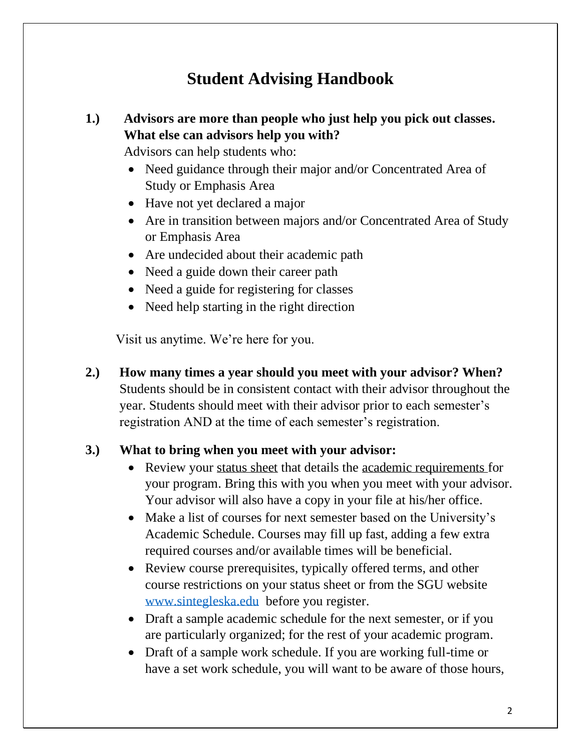# Student Advising Handbook

**1.) Advisors are more than people who just help you pick out classes. What else can advisors help you with?**

Advisors can help students who:

- Need guidance through their major and/or Concentrated Area of Study or Emphasis Area
- Have not yet declared a major
- Are in transition between majors and/or Concentrated Area of Study or Emphasis Area
- Are undecided about their academic path
- Need a guide down their career path
- Need a guide for registering for classes
- Need help starting in the right direction

Visit us anytime. We're here for you.

**2.) How many times a year should you meet with your advisor? When?**

Students should be in consistent contact with their advisor throughout the year. Students should meet with their advisor prior to each semester's registration AND at the time of each semester's registration.

**3.) What to bring when you meet with your advisor:**

- Review your status sheet that details the academic requirements for your program. Bring this with you when you meet with your advisor. Your advisor will also have a copy in your file at his/her office.
- Make a list of courses for next semester based on the University's Academic Schedule. Courses may fill up fast, adding a few extra required courses and/or available times will be beneficial.
- Review course prerequisites, typically offered terms, and other course restrictions on your status sheet or from the SGU website www.sintegleska.edu before you register.
- Draft a sample academic schedule for the next semester, or if you are particularly organized; for the rest of your academic program.
- Draft of a sample work schedule. If you are working full-time or have a set work schedule, you will want to be aware of those hours,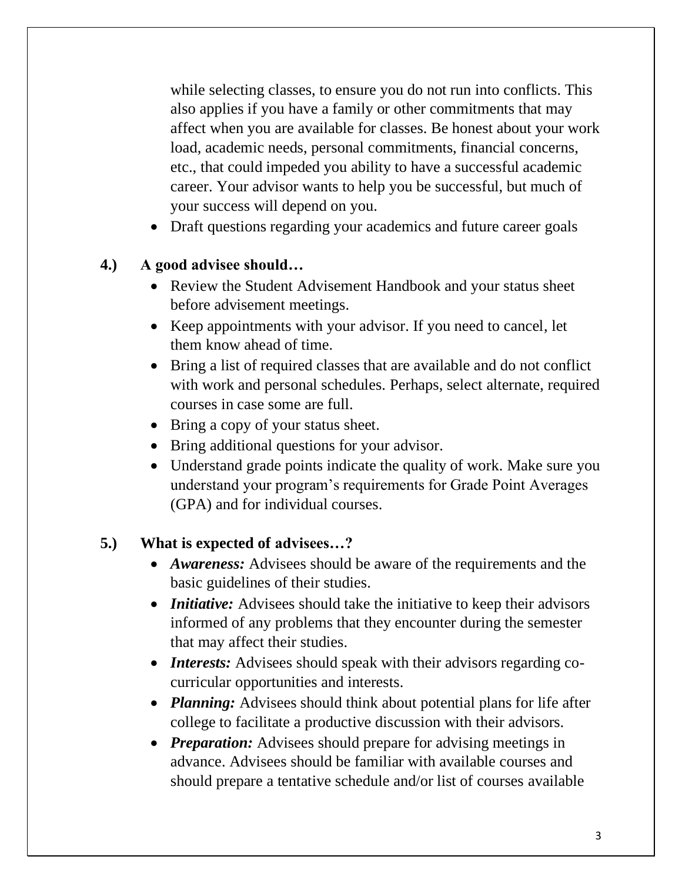while selecting classes, to ensure you do not run into conflicts. This also applies if you have a family or other commitments that may affect when you are available for classes. Be honest about your work load, academic needs, personal commitments, financial concerns, etc., that could impeded you ability to have a successful academic career. Your advisor wants to help you be successful, but much of your success will depend on you.

- Draft questions regarding your academics and future career goals

## 4.) A good advisee should…

- Review the Student Advisement Handbook and your status sheet before advisement meetings.
- Keep appointments with your advisor. If you need to cancel, let them know ahead of time.
- Bring a list of required classes that are available and do not conflict with work and personal schedules. Perhaps, select alternate, required courses in case some are full.
- Bring a copy of your status sheet.
- Bring additional questions for your advisor.
- Understand grade points indicate the quality of work. Make sure you understand your program's requirements for Grade Point Averages (GPA) and for individual courses.

## 5.) What is expected of advisees…?

- ***Awareness:*** Advisees should be aware of the requirements and the basic guidelines of their studies.
- ***Initiative:*** Advisees should take the initiative to keep their advisors informed of any problems that they encounter during the semester that may affect their studies.
- ***Interests:*** Advisees should speak with their advisors regarding co-curricular opportunities and interests.
- ***Planning:*** Advisees should think about potential plans for life after college to facilitate a productive discussion with their advisors.
- ***Preparation:*** Advisees should prepare for advising meetings in advance. Advisees should be familiar with available courses and should prepare a tentative schedule and/or list of courses available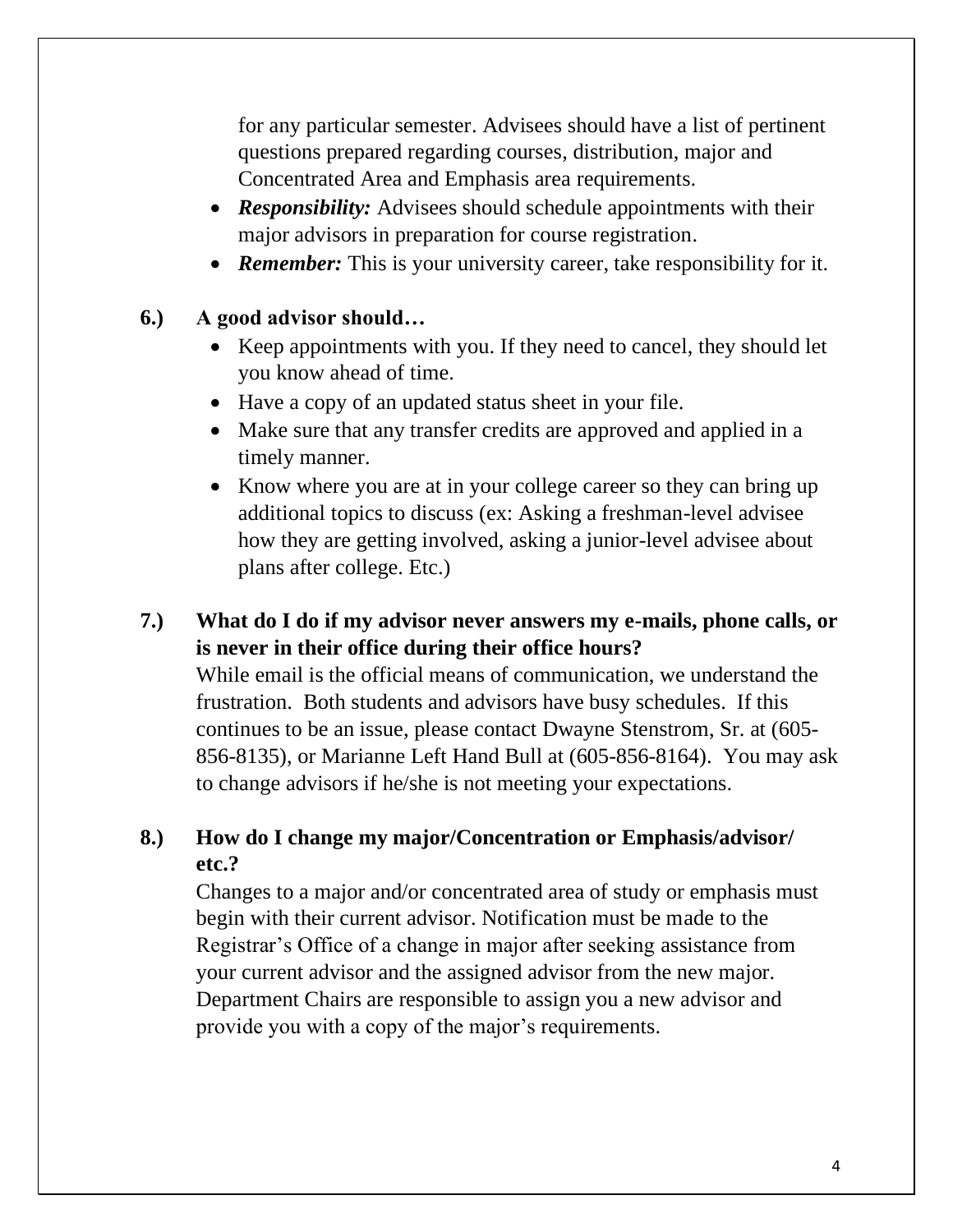for any particular semester. Advisees should have a list of pertinent questions prepared regarding courses, distribution, major and Concentrated Area and Emphasis area requirements.

- ***Responsibility:*** Advisees should schedule appointments with their major advisors in preparation for course registration.
- ***Remember:*** This is your university career, take responsibility for it.

**6.) A good advisor should…**

- Keep appointments with you. If they need to cancel, they should let you know ahead of time.
- Have a copy of an updated status sheet in your file.
- Make sure that any transfer credits are approved and applied in a timely manner.
- Know where you are at in your college career so they can bring up additional topics to discuss (ex: Asking a freshman-level advisee how they are getting involved, asking a junior-level advisee about plans after college. Etc.)

**7.) What do I do if my advisor never answers my e-mails, phone calls, or is never in their office during their office hours?**

While email is the official means of communication, we understand the frustration. Both students and advisors have busy schedules. If this continues to be an issue, please contact Dwayne Stenstrom, Sr. at (605-856-8135), or Marianne Left Hand Bull at (605-856-8164). You may ask to change advisors if he/she is not meeting your expectations.

**8.) How do I change my major/Concentration or Emphasis/advisor/ etc.?**

Changes to a major and/or concentrated area of study or emphasis must begin with their current advisor. Notification must be made to the Registrar's Office of a change in major after seeking assistance from your current advisor and the assigned advisor from the new major. Department Chairs are responsible to assign you a new advisor and provide you with a copy of the major's requirements.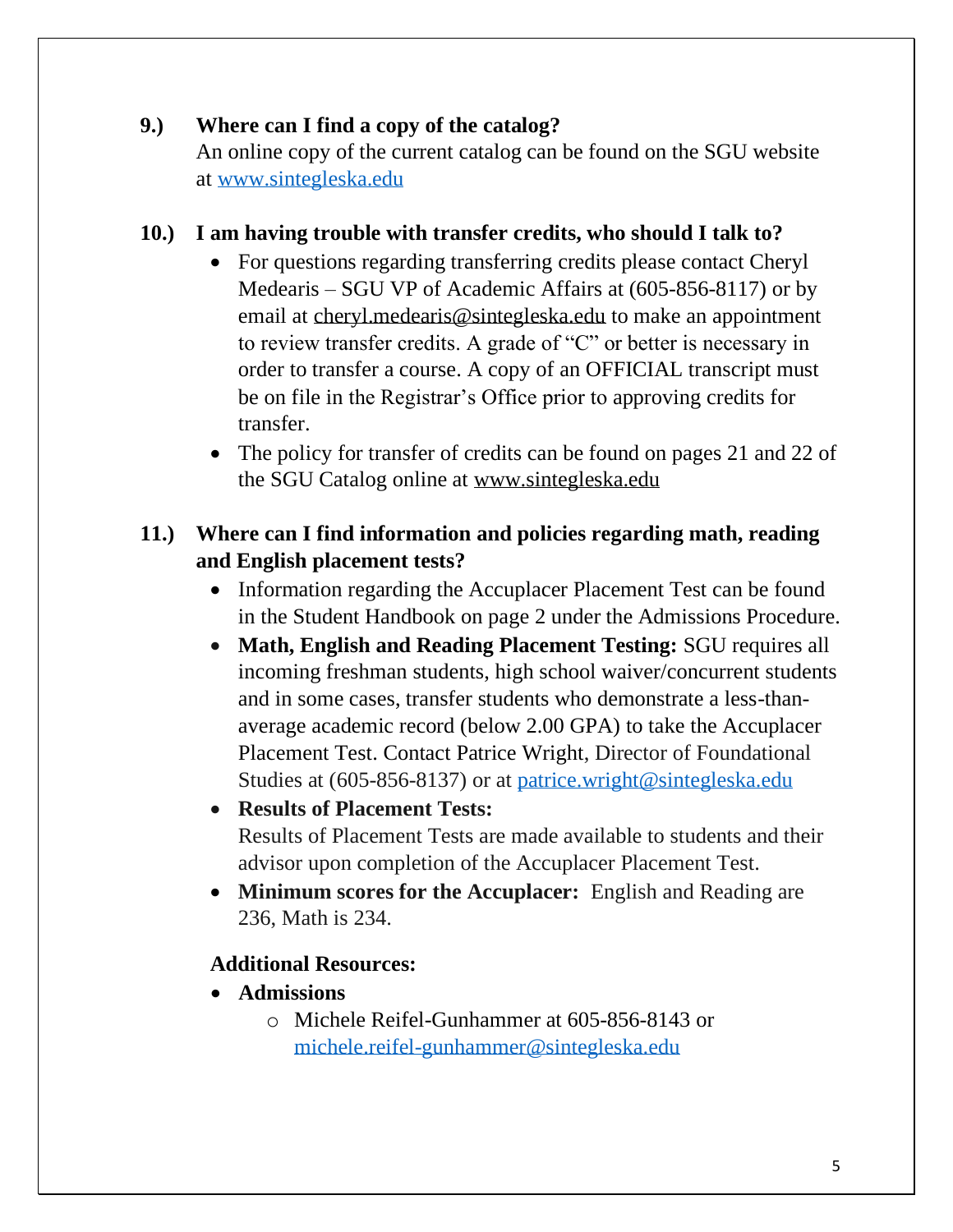**9.) Where can I find a copy of the catalog?**

An online copy of the current catalog can be found on the SGU website at www.sintegleska.edu

**10.) I am having trouble with transfer credits, who should I talk to?**

- For questions regarding transferring credits please contact Cheryl Medearis – SGU VP of Academic Affairs at (605-856-8117) or by email at cheryl.medearis@sintegleska.edu to make an appointment to review transfer credits. A grade of "C" or better is necessary in order to transfer a course. A copy of an OFFICIAL transcript must be on file in the Registrar's Office prior to approving credits for transfer.
- The policy for transfer of credits can be found on pages 21 and 22 of the SGU Catalog online at www.sintegleska.edu

**11.) Where can I find information and policies regarding math, reading and English placement tests?**

- Information regarding the Accuplacer Placement Test can be found in the Student Handbook on page 2 under the Admissions Procedure.
- **Math, English and Reading Placement Testing:** SGU requires all incoming freshman students, high school waiver/concurrent students and in some cases, transfer students who demonstrate a less-than-average academic record (below 2.00 GPA) to take the Accuplacer Placement Test. Contact Patrice Wright, Director of Foundational Studies at (605-856-8137) or at patrice.wright@sintegleska.edu
- **Results of Placement Tests:**
  Results of Placement Tests are made available to students and their advisor upon completion of the Accuplacer Placement Test.
- **Minimum scores for the Accuplacer:** English and Reading are 236, Math is 234.

**Additional Resources:**

- **Admissions**
  - Michele Reifel-Gunhammer at 605-856-8143 or michele.reifel-gunhammer@sintegleska.edu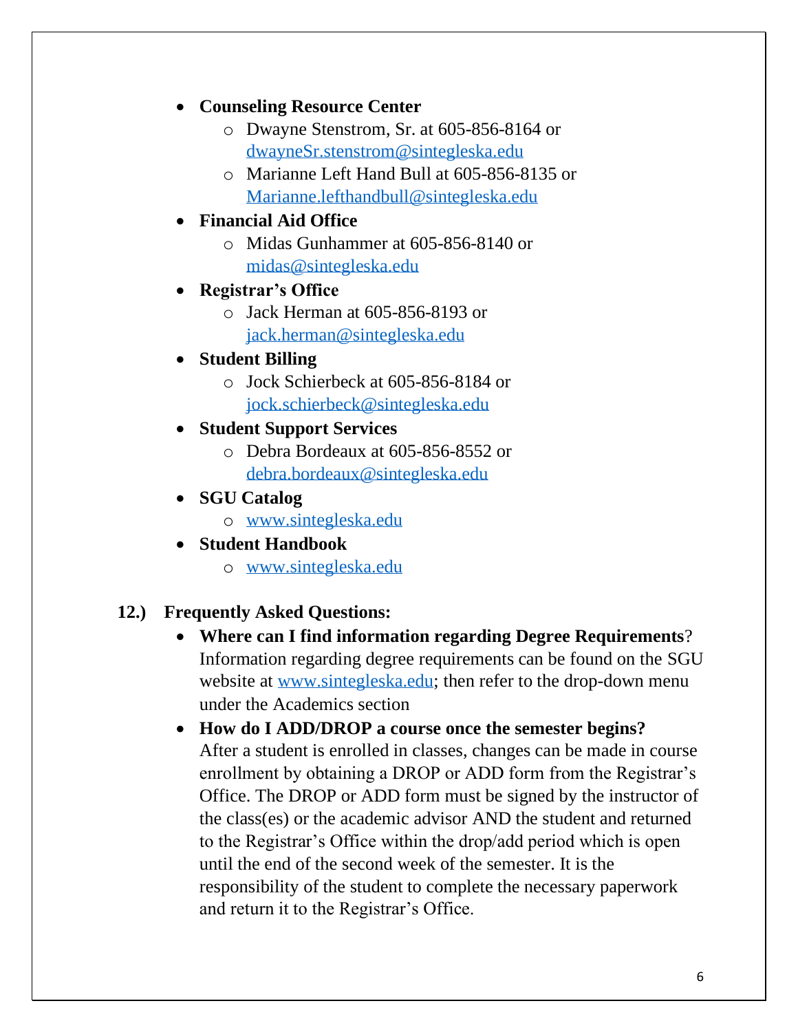- **Counseling Resource Center**
  - Dwayne Stenstrom, Sr. at 605-856-8164 or dwayneSr.stenstrom@sintegleska.edu
  - Marianne Left Hand Bull at 605-856-8135 or Marianne.lefthandbull@sintegleska.edu
- **Financial Aid Office**
  - Midas Gunhammer at 605-856-8140 or midas@sintegleska.edu
- **Registrar's Office**
  - Jack Herman at 605-856-8193 or jack.herman@sintegleska.edu
- **Student Billing**
  - Jock Schierbeck at 605-856-8184 or jock.schierbeck@sintegleska.edu
- **Student Support Services**
  - Debra Bordeaux at 605-856-8552 or debra.bordeaux@sintegleska.edu
- **SGU Catalog**
  - www.sintegleska.edu
- **Student Handbook**
  - www.sintegleska.edu

## 12.) Frequently Asked Questions:

- **Where can I find information regarding Degree Requirements**? Information regarding degree requirements can be found on the SGU website at www.sintegleska.edu; then refer to the drop-down menu under the Academics section
- **How do I ADD/DROP a course once the semester begins?** After a student is enrolled in classes, changes can be made in course enrollment by obtaining a DROP or ADD form from the Registrar's Office. The DROP or ADD form must be signed by the instructor of the class(es) or the academic advisor AND the student and returned to the Registrar's Office within the drop/add period which is open until the end of the second week of the semester. It is the responsibility of the student to complete the necessary paperwork and return it to the Registrar's Office.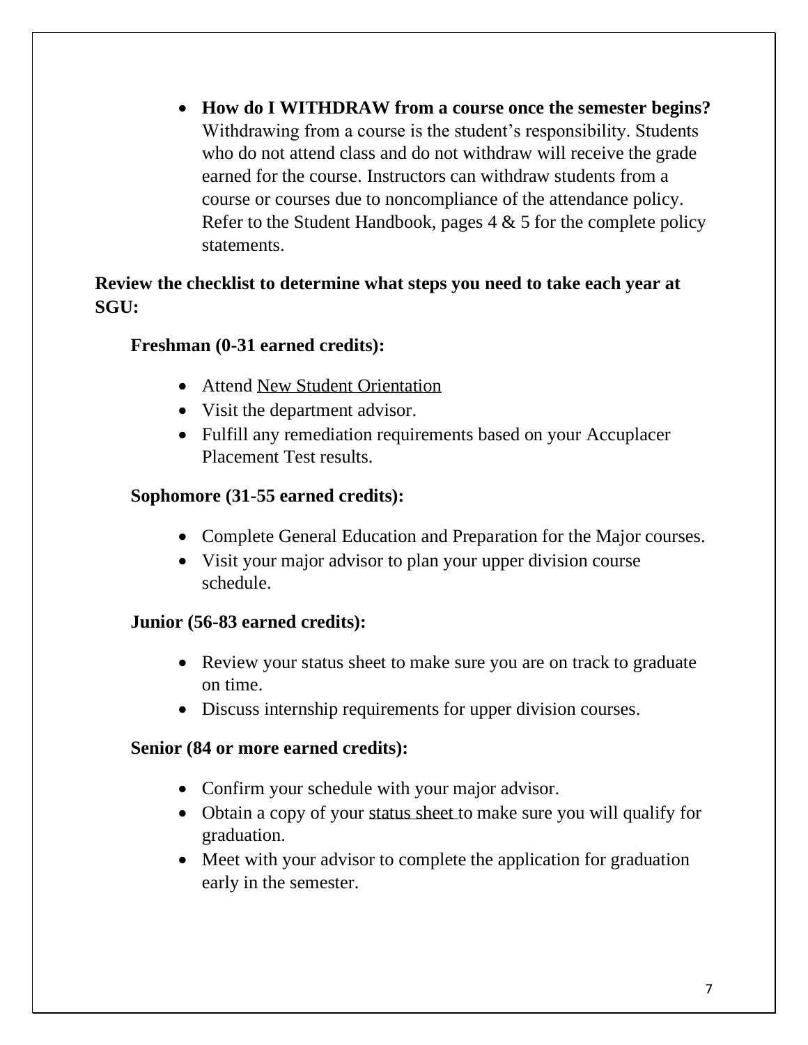- **How do I WITHDRAW from a course once the semester begins?** Withdrawing from a course is the student's responsibility. Students who do not attend class and do not withdraw will receive the grade earned for the course. Instructors can withdraw students from a course or courses due to noncompliance of the attendance policy. Refer to the Student Handbook, pages 4 & 5 for the complete policy statements.

**Review the checklist to determine what steps you need to take each year at SGU:**

**Freshman (0-31 earned credits):**

- Attend New Student Orientation
- Visit the department advisor.
- Fulfill any remediation requirements based on your Accuplacer Placement Test results.

**Sophomore (31-55 earned credits):**

- Complete General Education and Preparation for the Major courses.
- Visit your major advisor to plan your upper division course schedule.

**Junior (56-83 earned credits):**

- Review your status sheet to make sure you are on track to graduate on time.
- Discuss internship requirements for upper division courses.

**Senior (84 or more earned credits):**

- Confirm your schedule with your major advisor.
- Obtain a copy of your status sheet to make sure you will qualify for graduation.
- Meet with your advisor to complete the application for graduation early in the semester.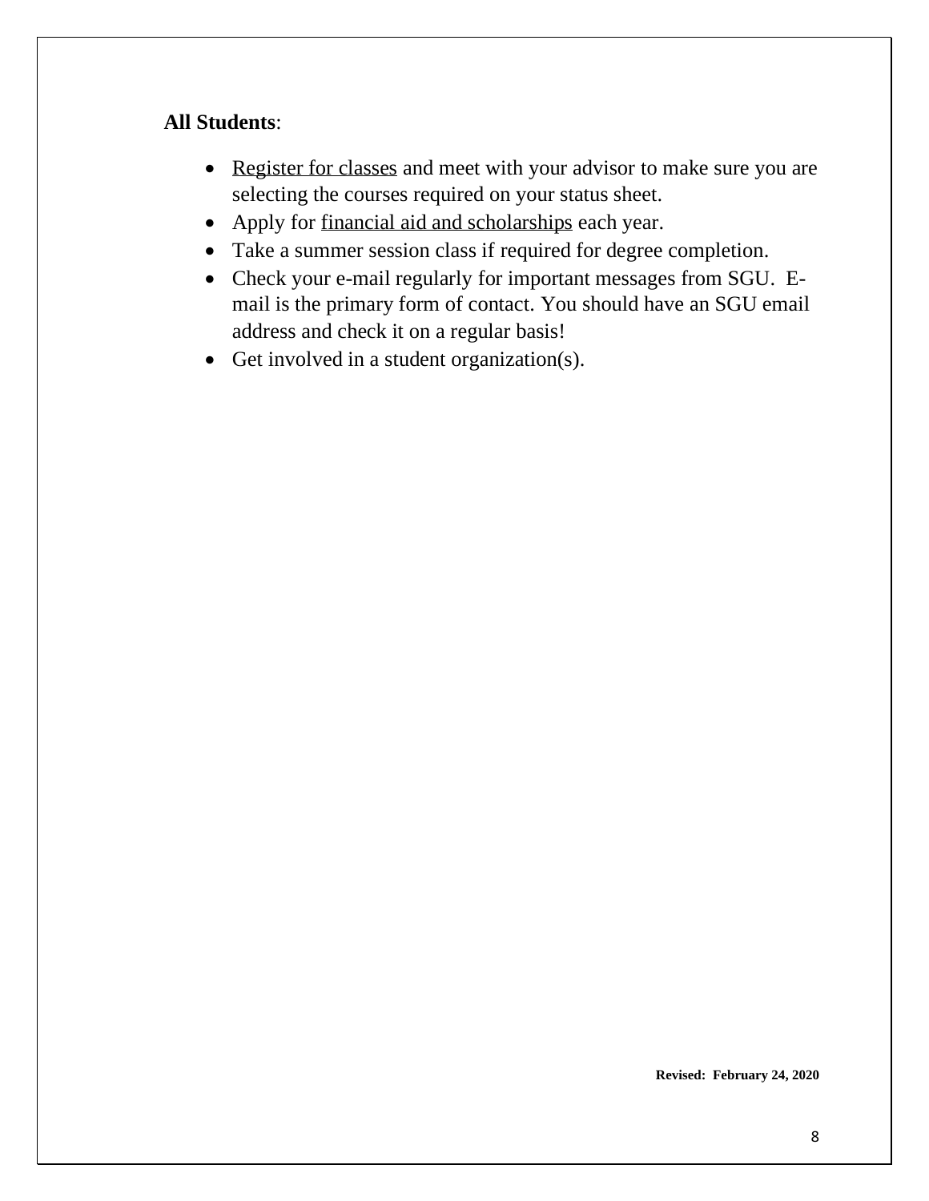**All Students**:

- Register for classes and meet with your advisor to make sure you are selecting the courses required on your status sheet.
- Apply for financial aid and scholarships each year.
- Take a summer session class if required for degree completion.
- Check your e-mail regularly for important messages from SGU. E-mail is the primary form of contact. You should have an SGU email address and check it on a regular basis!
- Get involved in a student organization(s).

**Revised: February 24, 2020**